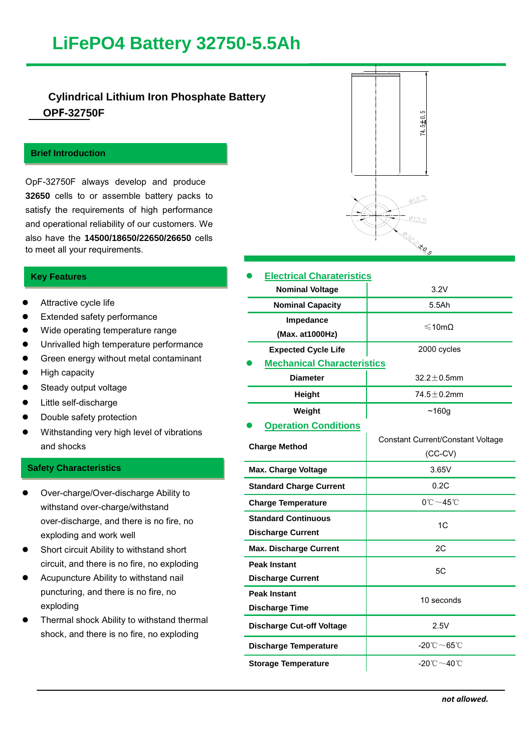# LiFePO4 Battery 32750-5.5Ah

**Cylindrical Lithium Iron Phosphate Battery**

**OPF-32750F**

## Brief Introduction

OpF-32750F always develop and produce **32650** cells to or assemble battery packs to satisfy the requirements of high performance and operational reliability of our customers. We also have the **14500/18650/22650/26650** cells to meet all your requirements.

## Key Features

- Attractive cycle life
- Extended safety performance
- Wide operating temperature range
- Unrivalled high temperature performance
- Green energy without metal contaminant
- High capacity
- Steady output voltage
- Little self-discharge
- Double safety protection
- Withstanding very high level of vibrations and shocks

## Safety Characteristics

- Over-charge/Over-discharge Ability to withstand over-charge/withstand over-discharge, and there is no fire, no exploding and work well
- Short circuit Ability to withstand short circuit, and there is no fire, no exploding
- Acupuncture Ability to withstand nail puncturing, and there is no fire, no exploding
- Thermal shock Ability to withstand thermal shock, and there is no fire, no exploding

74.5±0.5

ø12.5

ø15.5

ø32.2±0.5

## Electrical Charateristics

| Item | Value |
|---|---|
| Nominal Voltage | 3.2V |
| Nominal Capacity | 5.5Ah |
| Impedance (Max. at1000Hz) | ≤10mΩ |
| Expected Cycle Life | 2000 cycles |

## Mechanical Characteristics

| Item | Value |
|---|---|
| Diameter | 32.2±0.5mm |
| Height | 74.5±0.2mm |
| Weight | ~160g |

## Operation Conditions

| Item | Value |
|---|---|
| Charge Method | Constant Current/Constant Voltage (CC-CV) |
| Max. Charge Voltage | 3.65V |
| Standard Charge Current | 0.2C |
| Charge Temperature | 0℃~45℃ |
| Standard Continuous Discharge Current | 1C |
| Max. Discharge Current | 2C |
| Peak Instant Discharge Current | 5C |
| Peak Instant Discharge Time | 10 seconds |
| Discharge Cut-off Voltage | 2.5V |
| Discharge Temperature | -20℃~65℃ |
| Storage Temperature | -20℃~40℃ |

***not allowed.***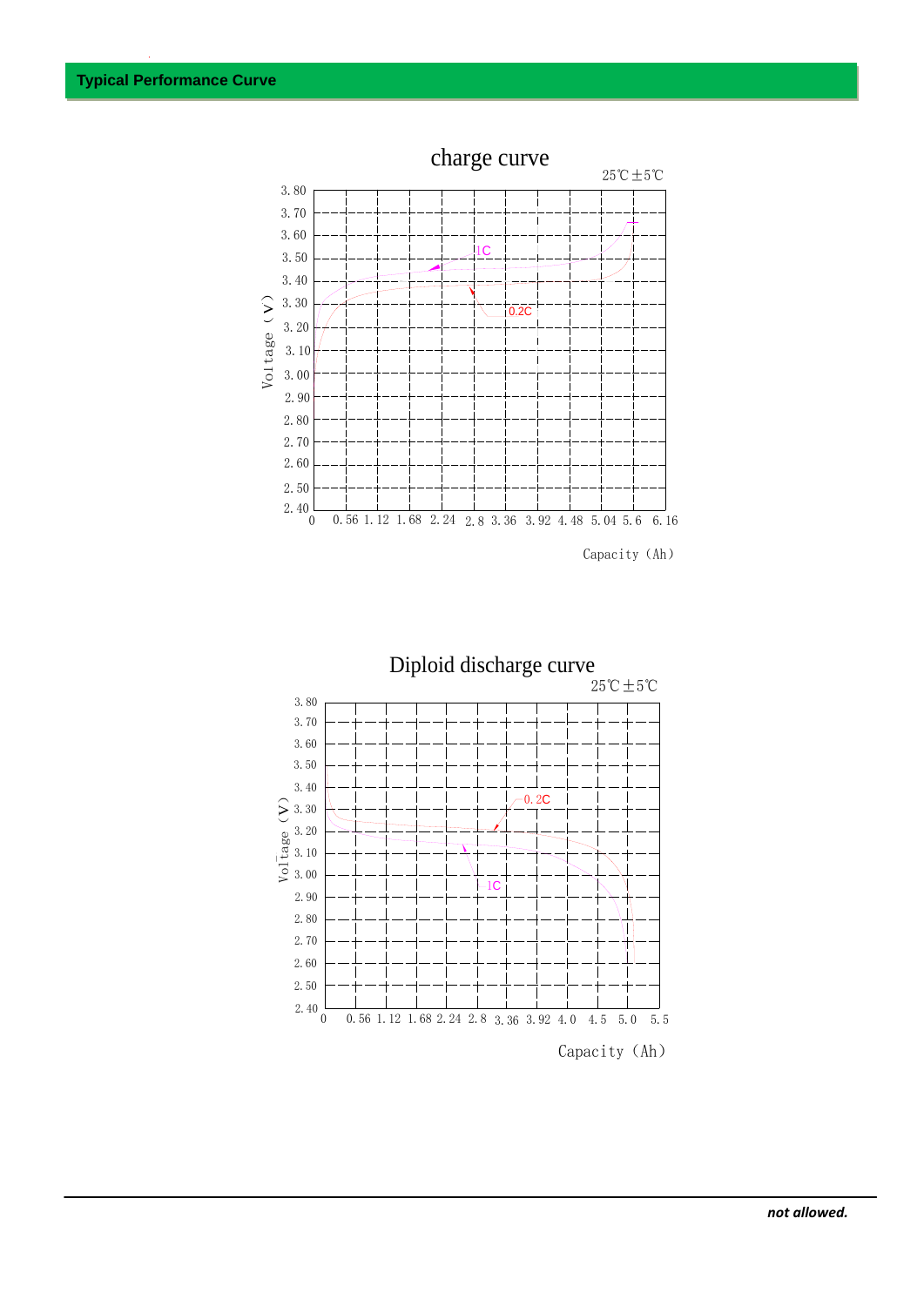## Typical Performance Curve

charge curve

25℃±5℃

Voltage（V）

3.80, 3.70, 3.60, 3.50, 3.40, 3.30, 3.20, 3.10, 3.00, 2.90, 2.80, 2.70, 2.60, 2.50, 2.40

1C

0.2C

0, 0.56, 1.12, 1.68, 2.24, 2.8, 3.36, 3.92, 4.48, 5.04, 5.6, 6.16

Capacity（Ah）

Diploid discharge curve

25℃±5℃

Voltage（V）

3.80, 3.70, 3.60, 3.50, 3.40, 3.30, 3.20, 3.10, 3.00, 2.90, 2.80, 2.70, 2.60, 2.50, 2.40

0.2C

1C

0, 0.56, 1.12, 1.68, 2.24, 2.8, 3.36, 3.92, 4.0, 4.5, 5.0, 5.5

Capacity（Ah）

*not allowed.*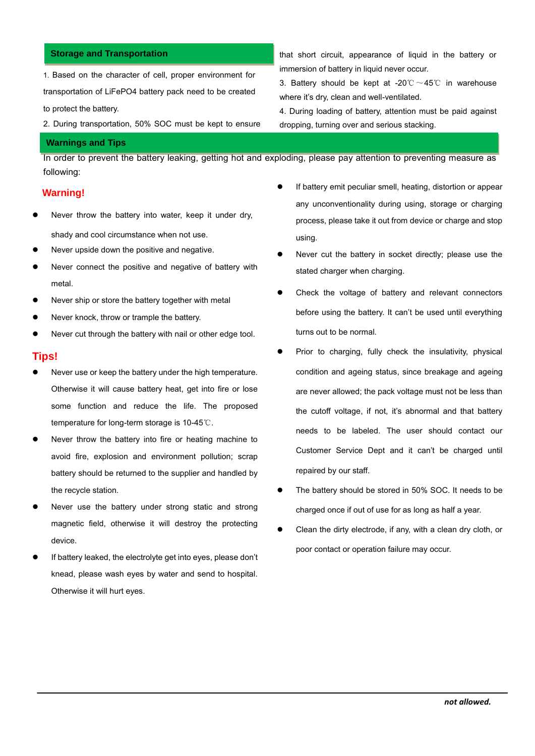## Storage and Transportation

1. Based on the character of cell, proper environment for transportation of LiFePO4 battery pack need to be created to protect the battery.
2. During transportation, 50% SOC must be kept to ensure that short circuit, appearance of liquid in the battery or immersion of battery in liquid never occur.
3. Battery should be kept at -20℃～45℃ in warehouse where it's dry, clean and well-ventilated.
4. During loading of battery, attention must be paid against dropping, turning over and serious stacking.

## Warnings and Tips

In order to prevent the battery leaking, getting hot and exploding, please pay attention to preventing measure as following:

### Warning!

- Never throw the battery into water, keep it under dry, shady and cool circumstance when not use.
- Never upside down the positive and negative.
- Never connect the positive and negative of battery with metal.
- Never ship or store the battery together with metal
- Never knock, throw or trample the battery.
- Never cut through the battery with nail or other edge tool.

### Tips!

- Never use or keep the battery under the high temperature. Otherwise it will cause battery heat, get into fire or lose some function and reduce the life. The proposed temperature for long-term storage is 10-45℃.
- Never throw the battery into fire or heating machine to avoid fire, explosion and environment pollution; scrap battery should be returned to the supplier and handled by the recycle station.
- Never use the battery under strong static and strong magnetic field, otherwise it will destroy the protecting device.
- If battery leaked, the electrolyte get into eyes, please don't knead, please wash eyes by water and send to hospital. Otherwise it will hurt eyes.
- If battery emit peculiar smell, heating, distortion or appear any unconventionality during using, storage or charging process, please take it out from device or charge and stop using.
- Never cut the battery in socket directly; please use the stated charger when charging.
- Check the voltage of battery and relevant connectors before using the battery. It can't be used until everything turns out to be normal.
- Prior to charging, fully check the insulativity, physical condition and ageing status, since breakage and ageing are never allowed; the pack voltage must not be less than the cutoff voltage, if not, it's abnormal and that battery needs to be labeled. The user should contact our Customer Service Dept and it can't be charged until repaired by our staff.
- The battery should be stored in 50% SOC. It needs to be charged once if out of use for as long as half a year.
- Clean the dirty electrode, if any, with a clean dry cloth, or poor contact or operation failure may occur.

***not allowed.***